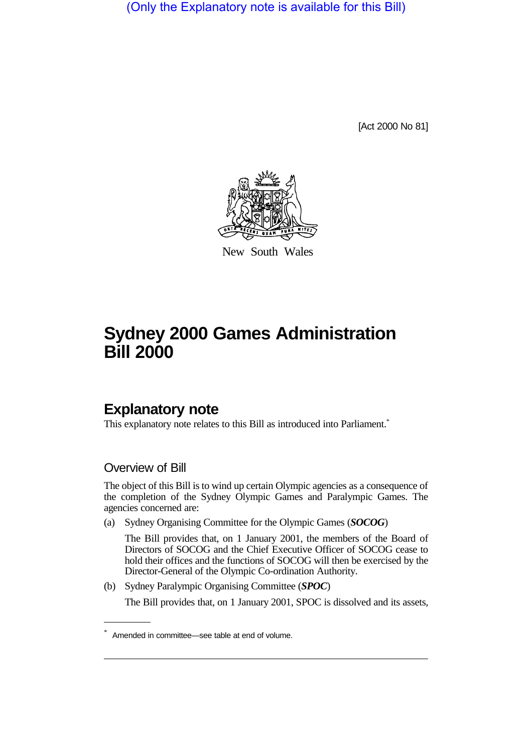(Only the Explanatory note is available for this Bill)

[Act 2000 No 81]

New South Wales

# Sydney 2000 Games Administration Bill 2000

## Explanatory note

This explanatory note relates to this Bill as introduced into Parliament.*

### Overview of Bill

The object of this Bill is to wind up certain Olympic agencies as a consequence of the completion of the Sydney Olympic Games and Paralympic Games. The agencies concerned are:

(a) Sydney Organising Committee for the Olympic Games (***SOCOG***)

The Bill provides that, on 1 January 2001, the members of the Board of Directors of SOCOG and the Chief Executive Officer of SOCOG cease to hold their offices and the functions of SOCOG will then be exercised by the Director-General of the Olympic Co-ordination Authority.

(b) Sydney Paralympic Organising Committee (***SPOC***)

The Bill provides that, on 1 January 2001, SPOC is dissolved and its assets,

\* Amended in committee—see table at end of volume.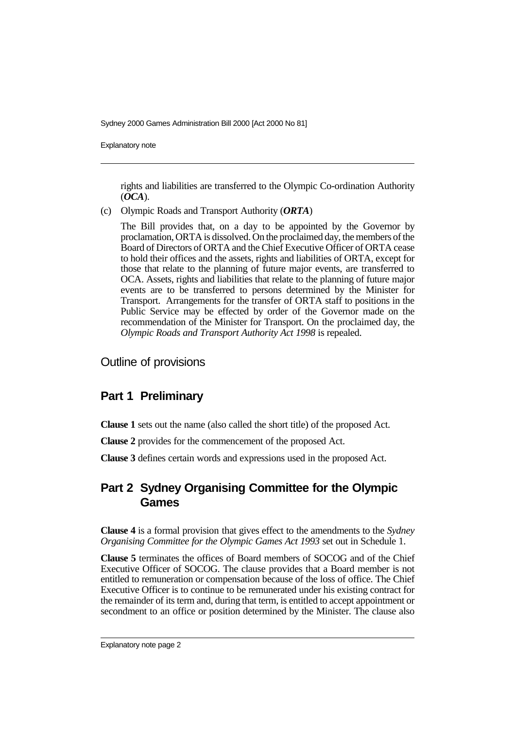rights and liabilities are transferred to the Olympic Co-ordination Authority (***OCA***).

(c) Olympic Roads and Transport Authority (***ORTA***)

The Bill provides that, on a day to be appointed by the Governor by proclamation, ORTA is dissolved. On the proclaimed day, the members of the Board of Directors of ORTA and the Chief Executive Officer of ORTA cease to hold their offices and the assets, rights and liabilities of ORTA, except for those that relate to the planning of future major events, are transferred to OCA. Assets, rights and liabilities that relate to the planning of future major events are to be transferred to persons determined by the Minister for Transport. Arrangements for the transfer of ORTA staff to positions in the Public Service may be effected by order of the Governor made on the recommendation of the Minister for Transport. On the proclaimed day, the *Olympic Roads and Transport Authority Act 1998* is repealed.

## Outline of provisions

## Part 1 Preliminary

**Clause 1** sets out the name (also called the short title) of the proposed Act.

**Clause 2** provides for the commencement of the proposed Act.

**Clause 3** defines certain words and expressions used in the proposed Act.

## Part 2 Sydney Organising Committee for the Olympic Games

**Clause 4** is a formal provision that gives effect to the amendments to the *Sydney Organising Committee for the Olympic Games Act 1993* set out in Schedule 1.

**Clause 5** terminates the offices of Board members of SOCOG and of the Chief Executive Officer of SOCOG. The clause provides that a Board member is not entitled to remuneration or compensation because of the loss of office. The Chief Executive Officer is to continue to be remunerated under his existing contract for the remainder of its term and, during that term, is entitled to accept appointment or secondment to an office or position determined by the Minister. The clause also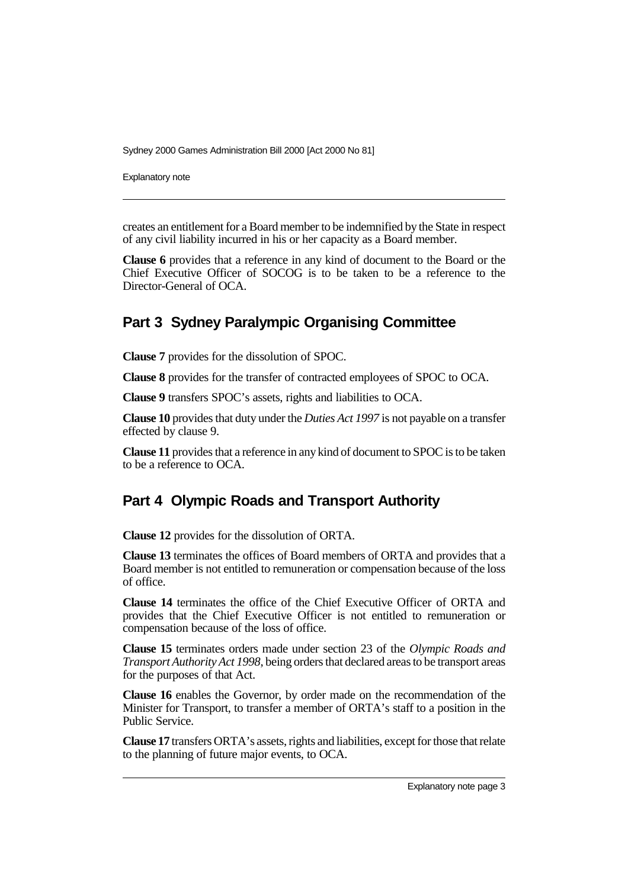creates an entitlement for a Board member to be indemnified by the State in respect of any civil liability incurred in his or her capacity as a Board member.

**Clause 6** provides that a reference in any kind of document to the Board or the Chief Executive Officer of SOCOG is to be taken to be a reference to the Director-General of OCA.

## Part 3 Sydney Paralympic Organising Committee

**Clause 7** provides for the dissolution of SPOC.

**Clause 8** provides for the transfer of contracted employees of SPOC to OCA.

**Clause 9** transfers SPOC's assets, rights and liabilities to OCA.

**Clause 10** provides that duty under the *Duties Act 1997* is not payable on a transfer effected by clause 9.

**Clause 11** provides that a reference in any kind of document to SPOC is to be taken to be a reference to OCA.

## Part 4 Olympic Roads and Transport Authority

**Clause 12** provides for the dissolution of ORTA.

**Clause 13** terminates the offices of Board members of ORTA and provides that a Board member is not entitled to remuneration or compensation because of the loss of office.

**Clause 14** terminates the office of the Chief Executive Officer of ORTA and provides that the Chief Executive Officer is not entitled to remuneration or compensation because of the loss of office.

**Clause 15** terminates orders made under section 23 of the *Olympic Roads and Transport Authority Act 1998*, being orders that declared areas to be transport areas for the purposes of that Act.

**Clause 16** enables the Governor, by order made on the recommendation of the Minister for Transport, to transfer a member of ORTA's staff to a position in the Public Service.

**Clause 17** transfers ORTA's assets, rights and liabilities, except for those that relate to the planning of future major events, to OCA.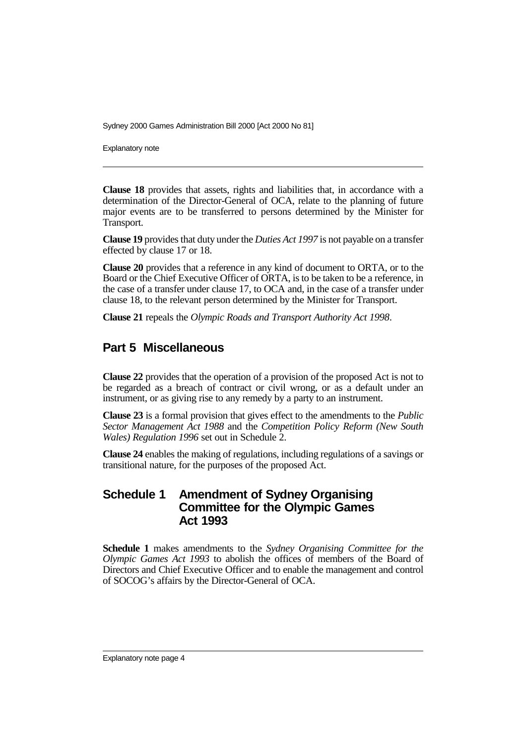**Clause 18** provides that assets, rights and liabilities that, in accordance with a determination of the Director-General of OCA, relate to the planning of future major events are to be transferred to persons determined by the Minister for Transport.

**Clause 19** provides that duty under the *Duties Act 1997* is not payable on a transfer effected by clause 17 or 18.

**Clause 20** provides that a reference in any kind of document to ORTA, or to the Board or the Chief Executive Officer of ORTA, is to be taken to be a reference, in the case of a transfer under clause 17, to OCA and, in the case of a transfer under clause 18, to the relevant person determined by the Minister for Transport.

**Clause 21** repeals the *Olympic Roads and Transport Authority Act 1998*.

## Part 5 Miscellaneous

**Clause 22** provides that the operation of a provision of the proposed Act is not to be regarded as a breach of contract or civil wrong, or as a default under an instrument, or as giving rise to any remedy by a party to an instrument.

**Clause 23** is a formal provision that gives effect to the amendments to the *Public Sector Management Act 1988* and the *Competition Policy Reform (New South Wales) Regulation 1996* set out in Schedule 2.

**Clause 24** enables the making of regulations, including regulations of a savings or transitional nature, for the purposes of the proposed Act.

## Schedule 1 Amendment of Sydney Organising Committee for the Olympic Games Act 1993

**Schedule 1** makes amendments to the *Sydney Organising Committee for the Olympic Games Act 1993* to abolish the offices of members of the Board of Directors and Chief Executive Officer and to enable the management and control of SOCOG's affairs by the Director-General of OCA.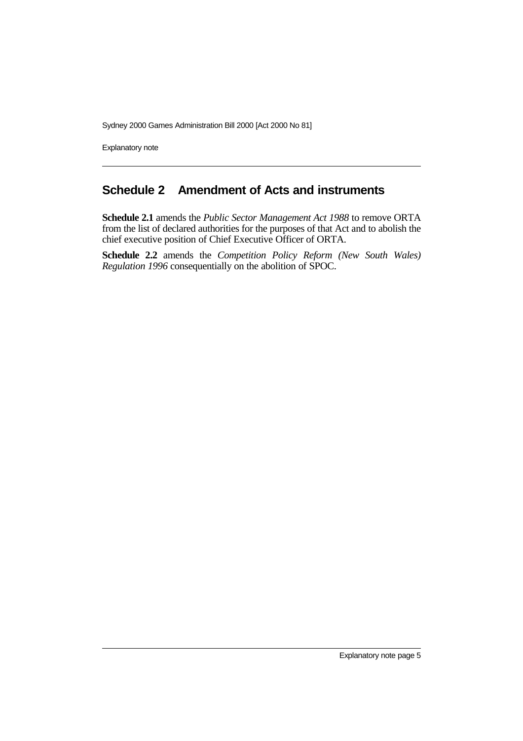## Schedule 2 Amendment of Acts and instruments

**Schedule 2.1** amends the *Public Sector Management Act 1988* to remove ORTA from the list of declared authorities for the purposes of that Act and to abolish the chief executive position of Chief Executive Officer of ORTA.

**Schedule 2.2** amends the *Competition Policy Reform (New South Wales) Regulation 1996* consequentially on the abolition of SPOC.